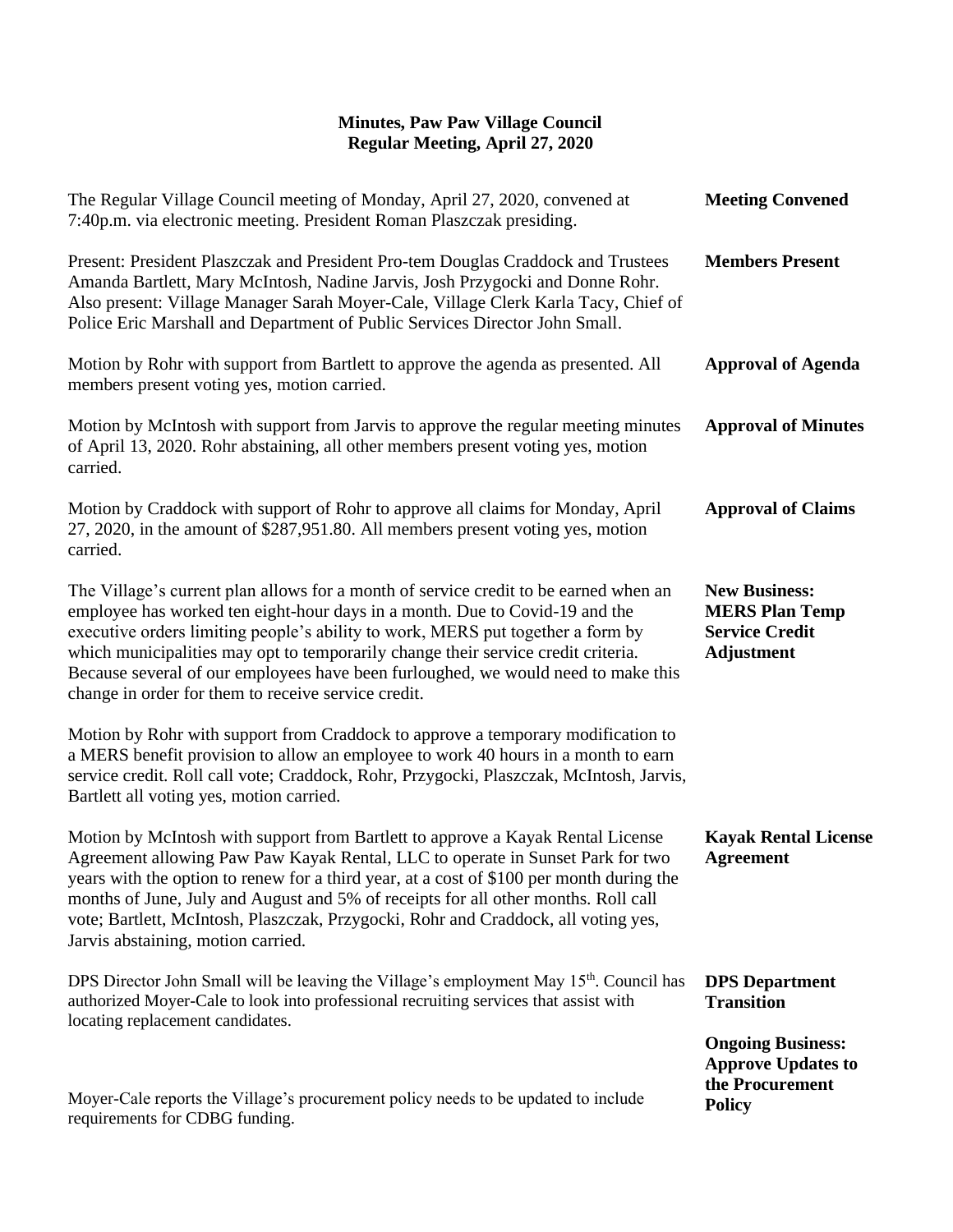# Minutes, Paw Paw Village Council
## Regular Meeting, April 27, 2020

**Meeting Convened**

The Regular Village Council meeting of Monday, April 27, 2020, convened at 7:40p.m. via electronic meeting. President Roman Plaszczak presiding.

**Members Present**

Present: President Plaszczak and President Pro-tem Douglas Craddock and Trustees Amanda Bartlett, Mary McIntosh, Nadine Jarvis, Josh Przygocki and Donne Rohr. Also present: Village Manager Sarah Moyer-Cale, Village Clerk Karla Tacy, Chief of Police Eric Marshall and Department of Public Services Director John Small.

**Approval of Agenda**

Motion by Rohr with support from Bartlett to approve the agenda as presented. All members present voting yes, motion carried.

**Approval of Minutes**

Motion by McIntosh with support from Jarvis to approve the regular meeting minutes of April 13, 2020. Rohr abstaining, all other members present voting yes, motion carried.

**Approval of Claims**

Motion by Craddock with support of Rohr to approve all claims for Monday, April 27, 2020, in the amount of $287,951.80. All members present voting yes, motion carried.

**New Business: MERS Plan Temp Service Credit Adjustment**

The Village's current plan allows for a month of service credit to be earned when an employee has worked ten eight-hour days in a month. Due to Covid-19 and the executive orders limiting people's ability to work, MERS put together a form by which municipalities may opt to temporarily change their service credit criteria. Because several of our employees have been furloughed, we would need to make this change in order for them to receive service credit.

Motion by Rohr with support from Craddock to approve a temporary modification to a MERS benefit provision to allow an employee to work 40 hours in a month to earn service credit. Roll call vote; Craddock, Rohr, Przygocki, Plaszczak, McIntosh, Jarvis, Bartlett all voting yes, motion carried.

**Kayak Rental License Agreement**

Motion by McIntosh with support from Bartlett to approve a Kayak Rental License Agreement allowing Paw Paw Kayak Rental, LLC to operate in Sunset Park for two years with the option to renew for a third year, at a cost of $100 per month during the months of June, July and August and 5% of receipts for all other months. Roll call vote; Bartlett, McIntosh, Plaszczak, Przygocki, Rohr and Craddock, all voting yes, Jarvis abstaining, motion carried.

**DPS Department Transition**

DPS Director John Small will be leaving the Village's employment May 15th. Council has authorized Moyer-Cale to look into professional recruiting services that assist with locating replacement candidates.

**Ongoing Business: Approve Updates to the Procurement Policy**

Moyer-Cale reports the Village's procurement policy needs to be updated to include requirements for CDBG funding.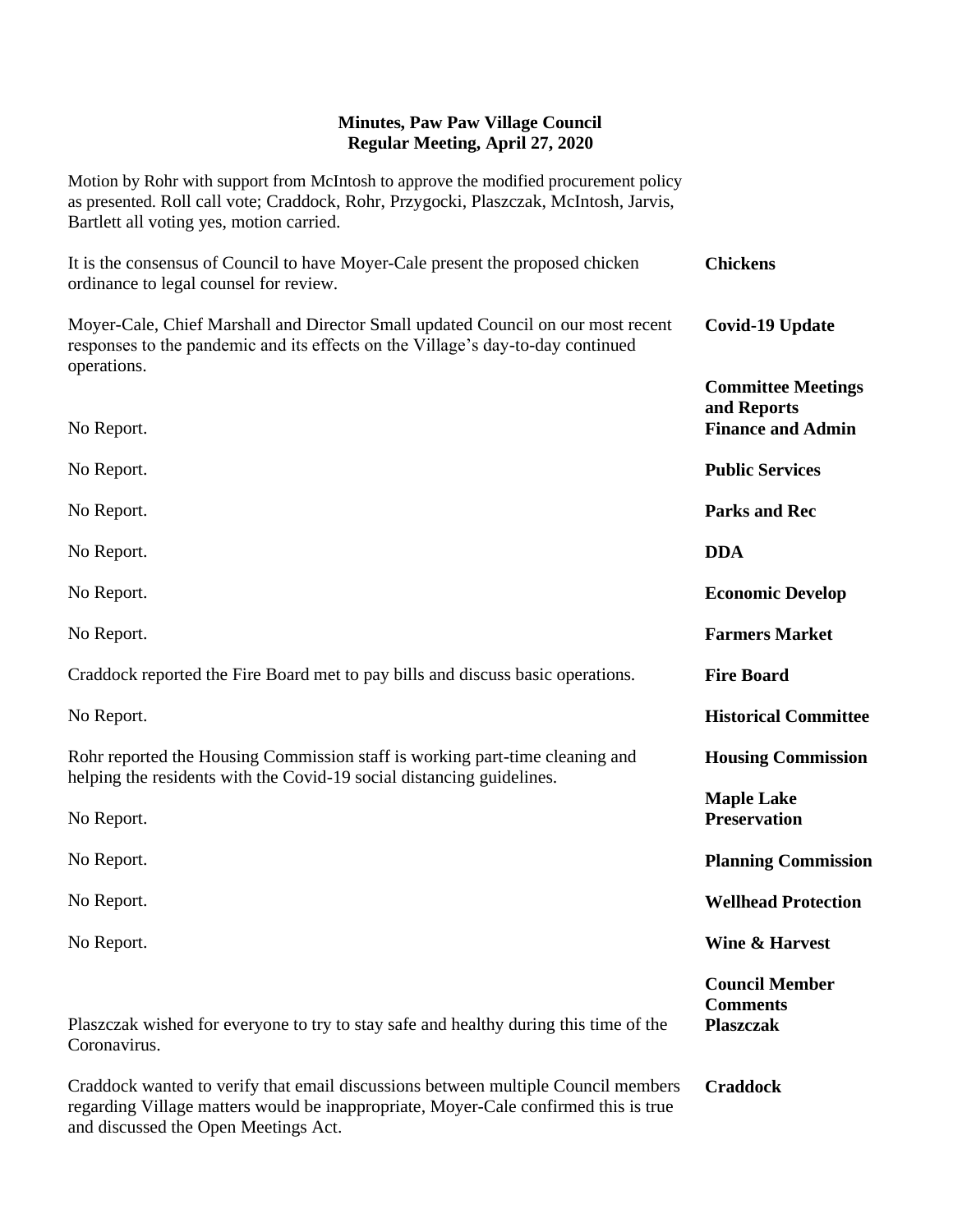**Minutes, Paw Paw Village Council**
**Regular Meeting, April 27, 2020**

Motion by Rohr with support from McIntosh to approve the modified procurement policy as presented. Roll call vote; Craddock, Rohr, Przygocki, Plaszczak, McIntosh, Jarvis, Bartlett all voting yes, motion carried.

**Chickens**

It is the consensus of Council to have Moyer-Cale present the proposed chicken ordinance to legal counsel for review.

**Covid-19 Update**

Moyer-Cale, Chief Marshall and Director Small updated Council on our most recent responses to the pandemic and its effects on the Village's day-to-day continued operations.

**Committee Meetings and Reports**

**Finance and Admin**

No Report.

**Public Services**

No Report.

**Parks and Rec**

No Report.

**DDA**

No Report.

**Economic Develop**

No Report.

**Farmers Market**

No Report.

**Fire Board**

Craddock reported the Fire Board met to pay bills and discuss basic operations.

**Historical Committee**

No Report.

**Housing Commission**

Rohr reported the Housing Commission staff is working part-time cleaning and helping the residents with the Covid-19 social distancing guidelines.

**Maple Lake Preservation**

No Report.

**Planning Commission**

No Report.

**Wellhead Protection**

No Report.

**Wine & Harvest**

No Report.

**Council Member Comments**

**Plaszczak**

Plaszczak wished for everyone to try to stay safe and healthy during this time of the Coronavirus.

**Craddock**

Craddock wanted to verify that email discussions between multiple Council members regarding Village matters would be inappropriate, Moyer-Cale confirmed this is true and discussed the Open Meetings Act.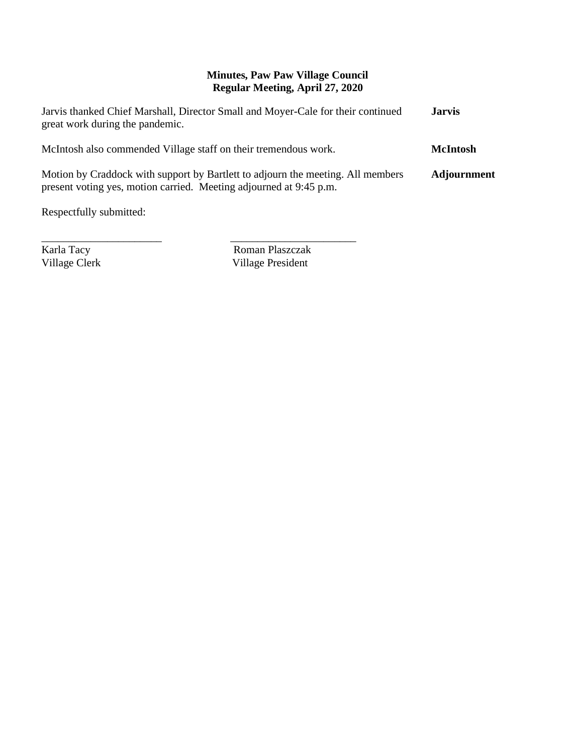**Minutes, Paw Paw Village Council**
**Regular Meeting, April 27, 2020**

| | |
|---|---|
| Jarvis thanked Chief Marshall, Director Small and Moyer-Cale for their continued great work during the pandemic. | **Jarvis** |
| McIntosh also commended Village staff on their tremendous work. | **McIntosh** |
| Motion by Craddock with support by Bartlett to adjourn the meeting. All members present voting yes, motion carried. Meeting adjourned at 9:45 p.m. | **Adjournment** |

Respectfully submitted:

| | |
|---|---|
| ______________________ | ______________________ |
| Karla Tacy | Roman Plaszczak |
| Village Clerk | Village President |